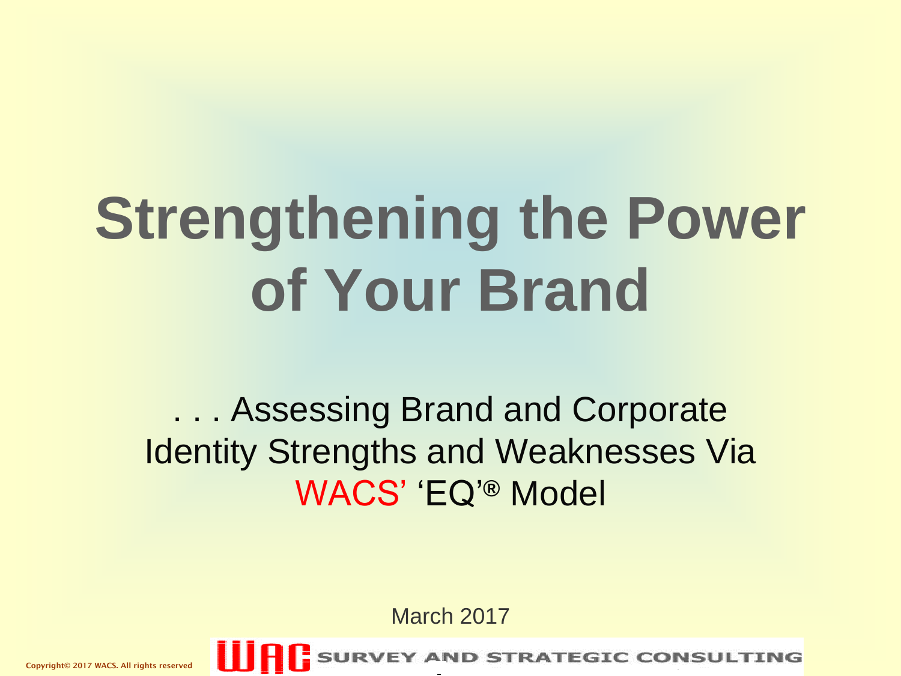# Strengthening the Power of Your Brand

. . . Assessing Brand and Corporate Identity Strengths and Weaknesses Via WACS' 'EQ'® Model

March 2017

Copyright© 2017 WACS. All rights reserved

WAC SURVEY AND STRATEGIC CONSULTING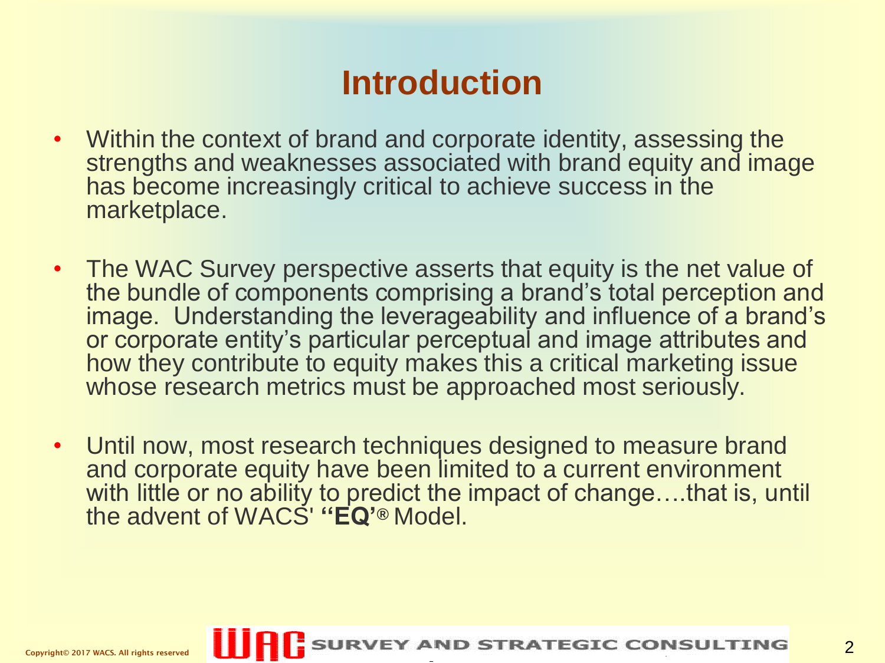# Introduction

- Within the context of brand and corporate identity, assessing the strengths and weaknesses associated with brand equity and image has become increasingly critical to achieve success in the marketplace.

- The WAC Survey perspective asserts that equity is the net value of the bundle of components comprising a brand's total perception and image. Understanding the leverageability and influence of a brand's or corporate entity's particular perceptual and image attributes and how they contribute to equity makes this a critical marketing issue whose research metrics must be approached most seriously.

- Until now, most research techniques designed to measure brand and corporate equity have been limited to a current environment with little or no ability to predict the impact of change….that is, until the advent of WACS' **"EQ'**® Model.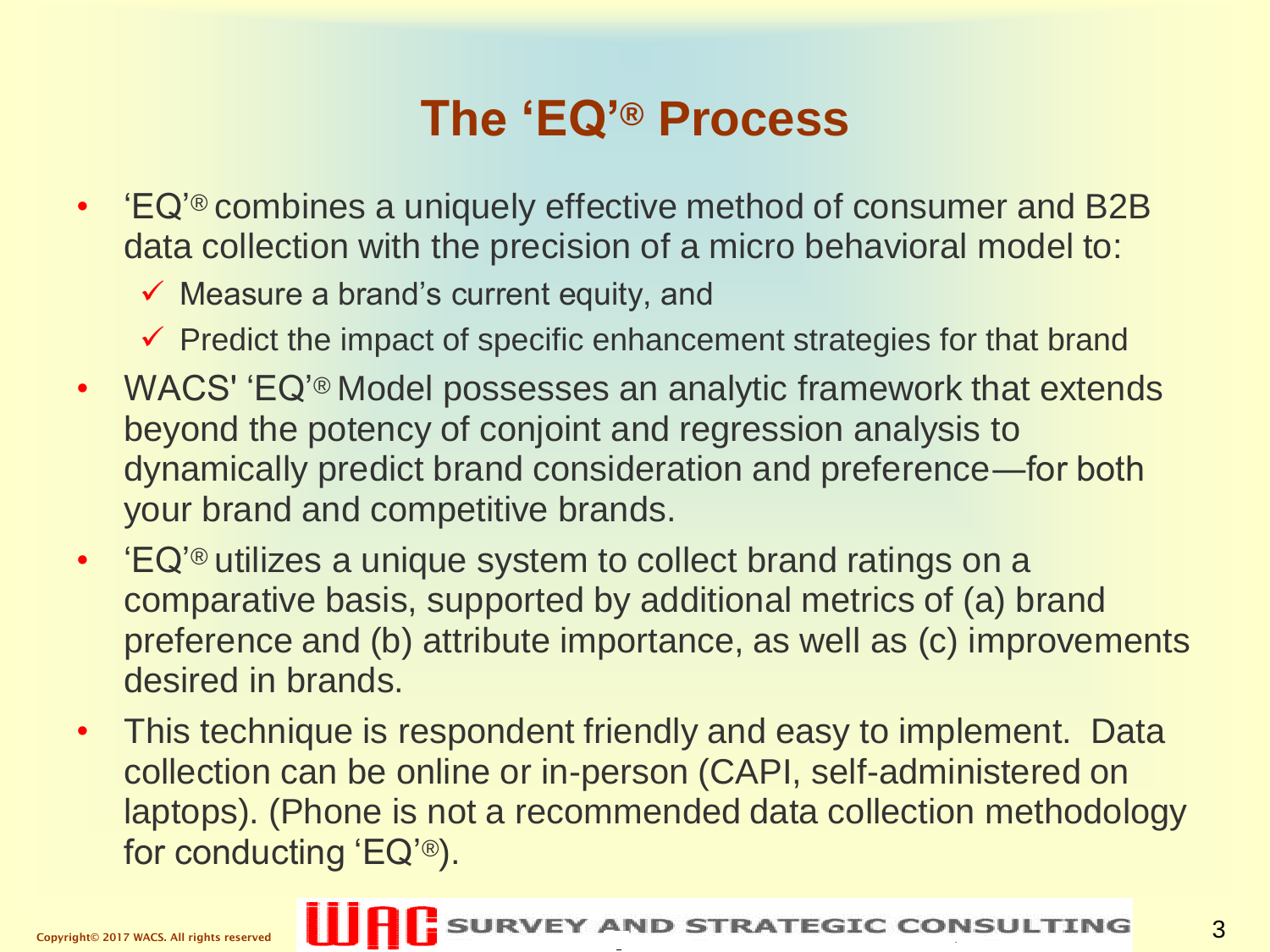# The 'EQ'® Process

- 'EQ'® combines a uniquely effective method of consumer and B2B data collection with the precision of a micro behavioral model to:
  - ✓ Measure a brand's current equity, and
  - ✓ Predict the impact of specific enhancement strategies for that brand
- WACS' 'EQ'® Model possesses an analytic framework that extends beyond the potency of conjoint and regression analysis to dynamically predict brand consideration and preference—for both your brand and competitive brands.
- 'EQ'® utilizes a unique system to collect brand ratings on a comparative basis, supported by additional metrics of (a) brand preference and (b) attribute importance, as well as (c) improvements desired in brands.
- This technique is respondent friendly and easy to implement. Data collection can be online or in-person (CAPI, self-administered on laptops). (Phone is not a recommended data collection methodology for conducting 'EQ'®).

Copyright© 2017 WACS. All rights reserved

WAC SURVEY AND STRATEGIC CONSULTING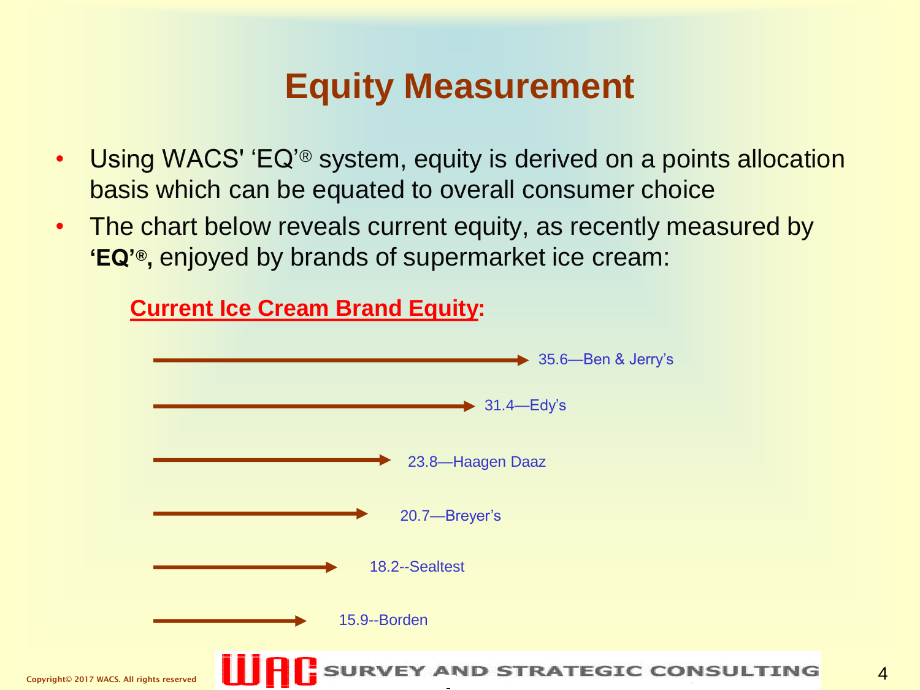# Equity Measurement

- Using WACS' 'EQ'® system, equity is derived on a points allocation basis which can be equated to overall consumer choice
- The chart below reveals current equity, as recently measured by **'EQ'®,** enjoyed by brands of supermarket ice cream:

**Current Ice Cream Brand Equity:**

35.6—Ben & Jerry's

31.4—Edy's

23.8—Haagen Daaz

20.7—Breyer's

18.2--Sealtest

15.9--Borden

Copyright© 2017 WACS. All rights reserved

WAC SURVEY AND STRATEGIC CONSULTING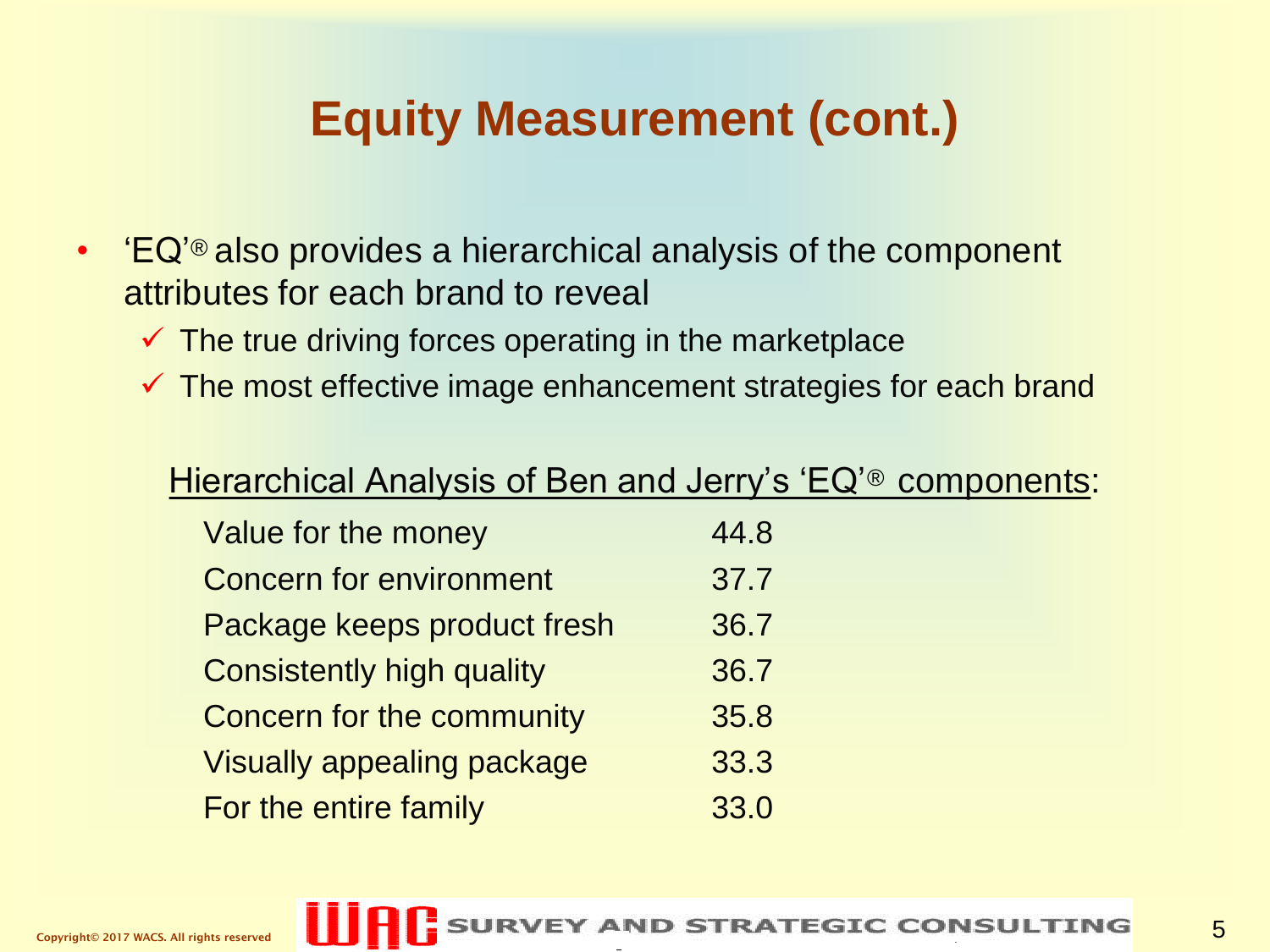# Equity Measurement (cont.)

- 'EQ'® also provides a hierarchical analysis of the component attributes for each brand to reveal
  - ✓ The true driving forces operating in the marketplace
  - ✓ The most effective image enhancement strategies for each brand

<u>Hierarchical Analysis of Ben and Jerry's 'EQ'® components</u>:

| Component | Value |
|---|---|
| Value for the money | 44.8 |
| Concern for environment | 37.7 |
| Package keeps product fresh | 36.7 |
| Consistently high quality | 36.7 |
| Concern for the community | 35.8 |
| Visually appealing package | 33.3 |
| For the entire family | 33.0 |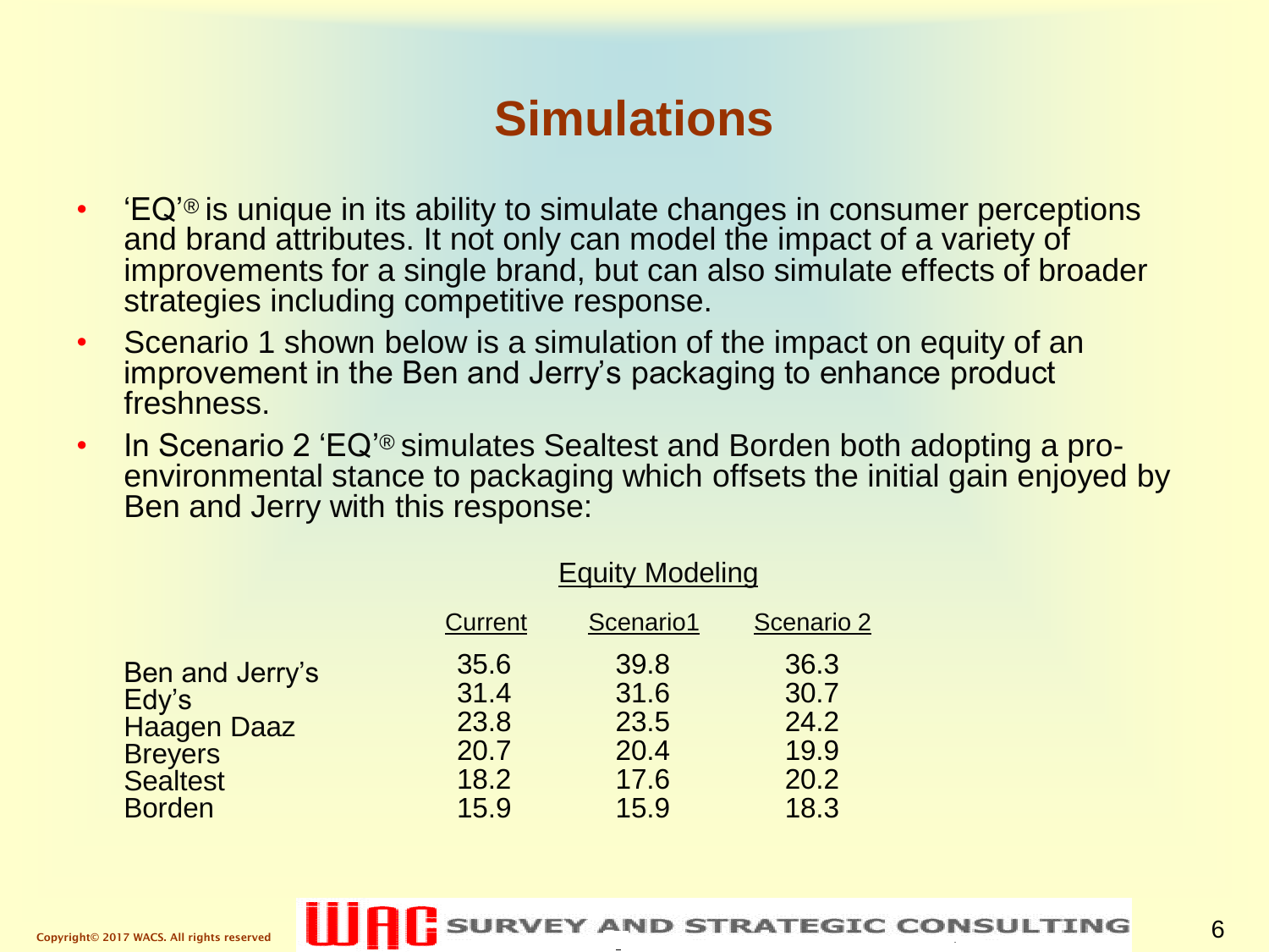# Simulations

- 'EQ'® is unique in its ability to simulate changes in consumer perceptions and brand attributes. It not only can model the impact of a variety of improvements for a single brand, but can also simulate effects of broader strategies including competitive response.
- Scenario 1 shown below is a simulation of the impact on equity of an improvement in the Ben and Jerry's packaging to enhance product freshness.
- In Scenario 2 'EQ'® simulates Sealtest and Borden both adopting a pro-environmental stance to packaging which offsets the initial gain enjoyed by Ben and Jerry with this response:

Equity Modeling

| | Current | Scenario1 | Scenario 2 |
|---|---|---|---|
| Ben and Jerry's | 35.6 | 39.8 | 36.3 |
| Edy's | 31.4 | 31.6 | 30.7 |
| Haagen Daaz | 23.8 | 23.5 | 24.2 |
| Breyers | 20.7 | 20.4 | 19.9 |
| Sealtest | 18.2 | 17.6 | 20.2 |
| Borden | 15.9 | 15.9 | 18.3 |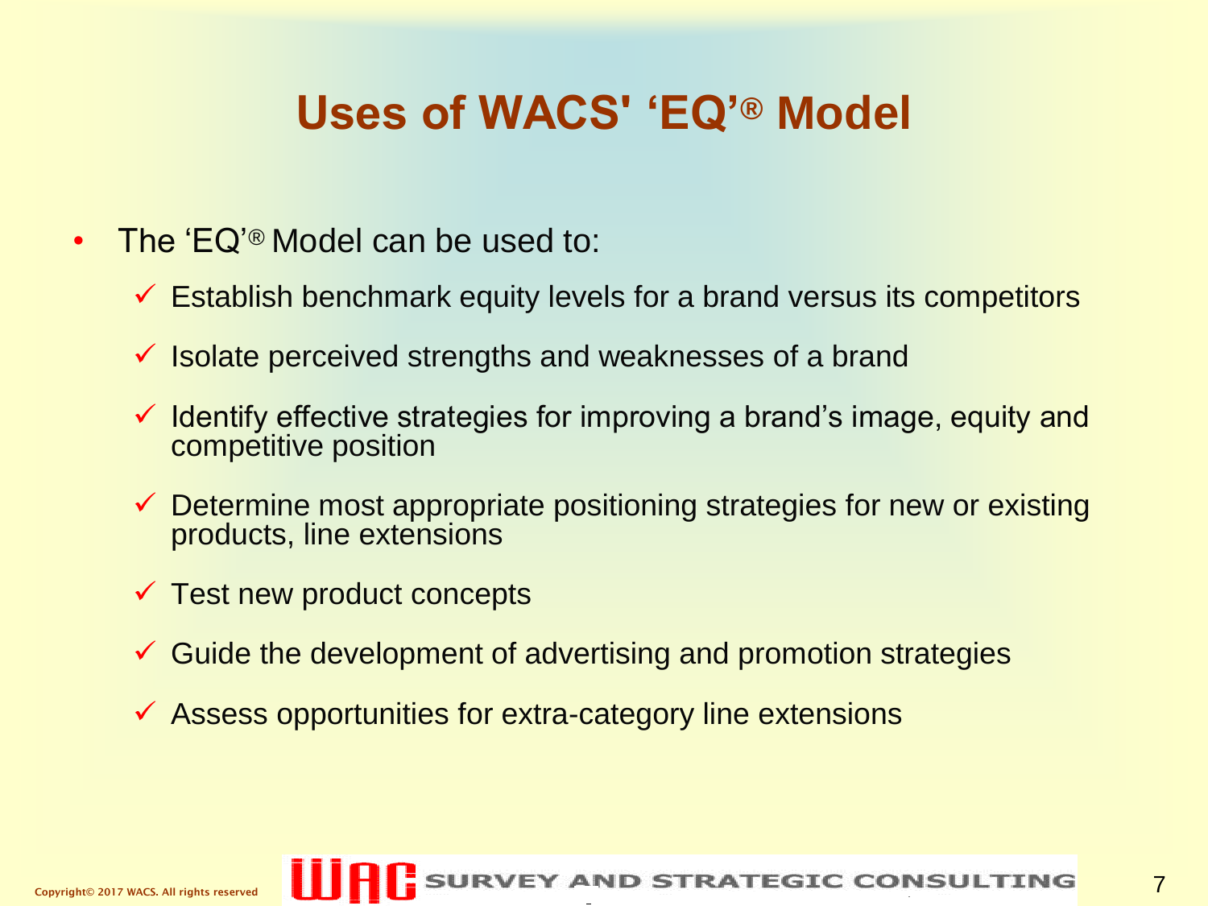# Uses of WACS' 'EQ'® Model

- The 'EQ'® Model can be used to:
  - ✓ Establish benchmark equity levels for a brand versus its competitors
  - ✓ Isolate perceived strengths and weaknesses of a brand
  - ✓ Identify effective strategies for improving a brand's image, equity and competitive position
  - ✓ Determine most appropriate positioning strategies for new or existing products, line extensions
  - ✓ Test new product concepts
  - ✓ Guide the development of advertising and promotion strategies
  - ✓ Assess opportunities for extra-category line extensions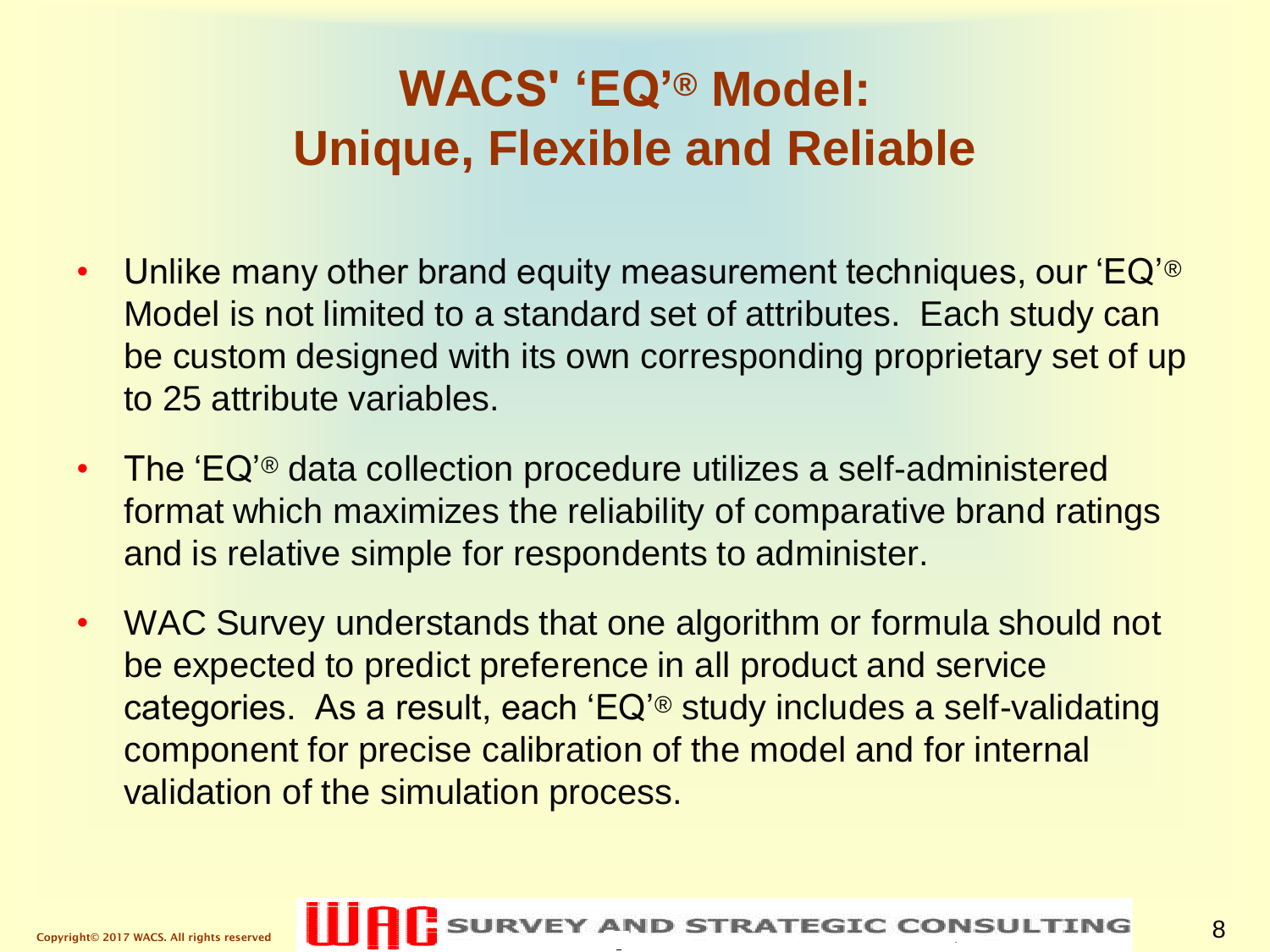# WACS' 'EQ'® Model: Unique, Flexible and Reliable

- Unlike many other brand equity measurement techniques, our 'EQ'® Model is not limited to a standard set of attributes. Each study can be custom designed with its own corresponding proprietary set of up to 25 attribute variables.
- The 'EQ'® data collection procedure utilizes a self-administered format which maximizes the reliability of comparative brand ratings and is relative simple for respondents to administer.
- WAC Survey understands that one algorithm or formula should not be expected to predict preference in all product and service categories. As a result, each 'EQ'® study includes a self-validating component for precise calibration of the model and for internal validation of the simulation process.

Copyright© 2017 WACS. All rights reserved

WAC SURVEY AND STRATEGIC CONSULTING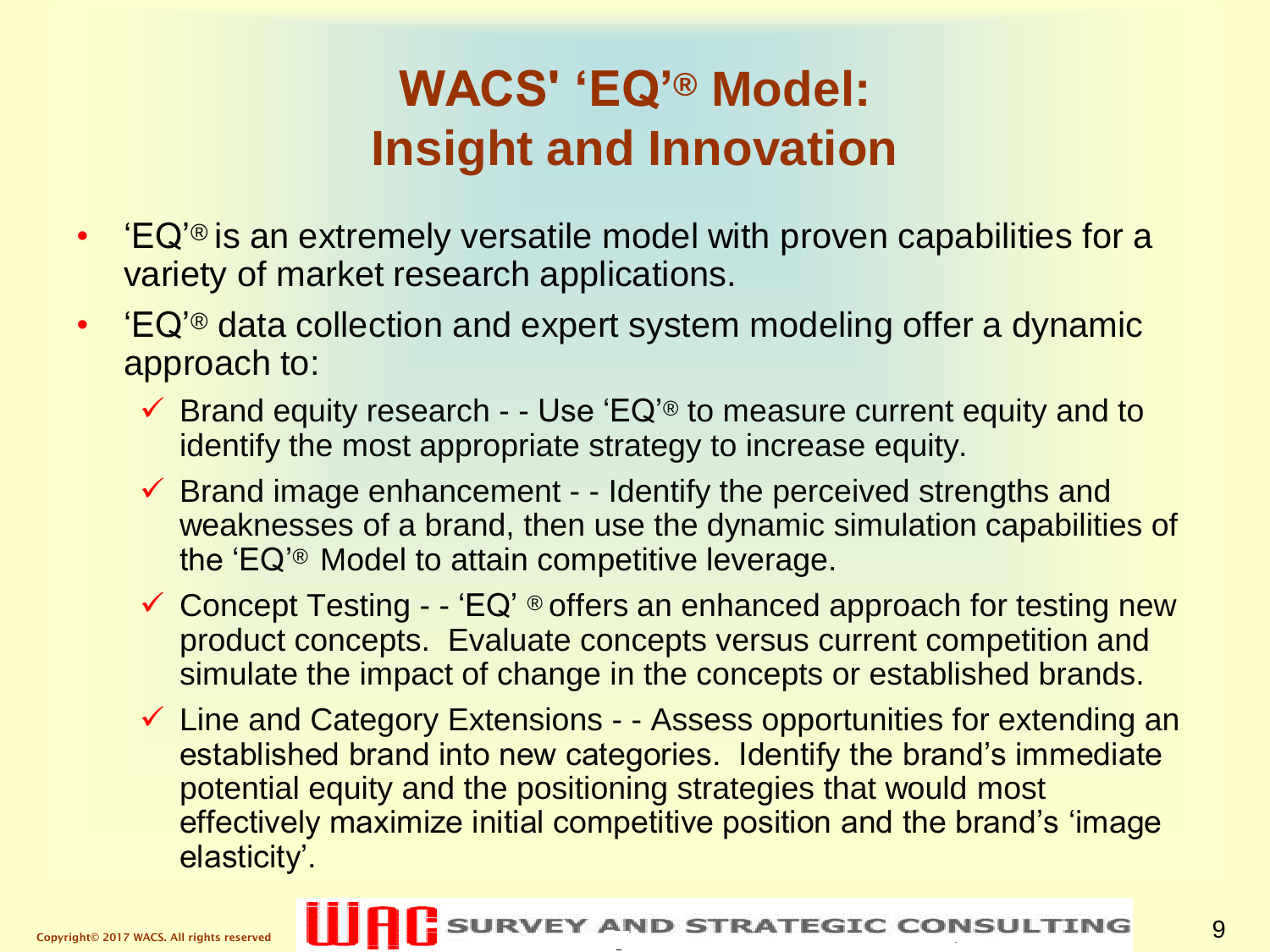# WACS' 'EQ'® Model: Insight and Innovation

- 'EQ'® is an extremely versatile model with proven capabilities for a variety of market research applications.
- 'EQ'® data collection and expert system modeling offer a dynamic approach to:
  - ✓ Brand equity research - - Use 'EQ'® to measure current equity and to identify the most appropriate strategy to increase equity.
  - ✓ Brand image enhancement - - Identify the perceived strengths and weaknesses of a brand, then use the dynamic simulation capabilities of the 'EQ'® Model to attain competitive leverage.
  - ✓ Concept Testing - - 'EQ' ® offers an enhanced approach for testing new product concepts. Evaluate concepts versus current competition and simulate the impact of change in the concepts or established brands.
  - ✓ Line and Category Extensions - - Assess opportunities for extending an established brand into new categories. Identify the brand's immediate potential equity and the positioning strategies that would most effectively maximize initial competitive position and the brand's 'image elasticity'.

Copyright© 2017 WACS. All rights reserved

WAC SURVEY AND STRATEGIC CONSULTING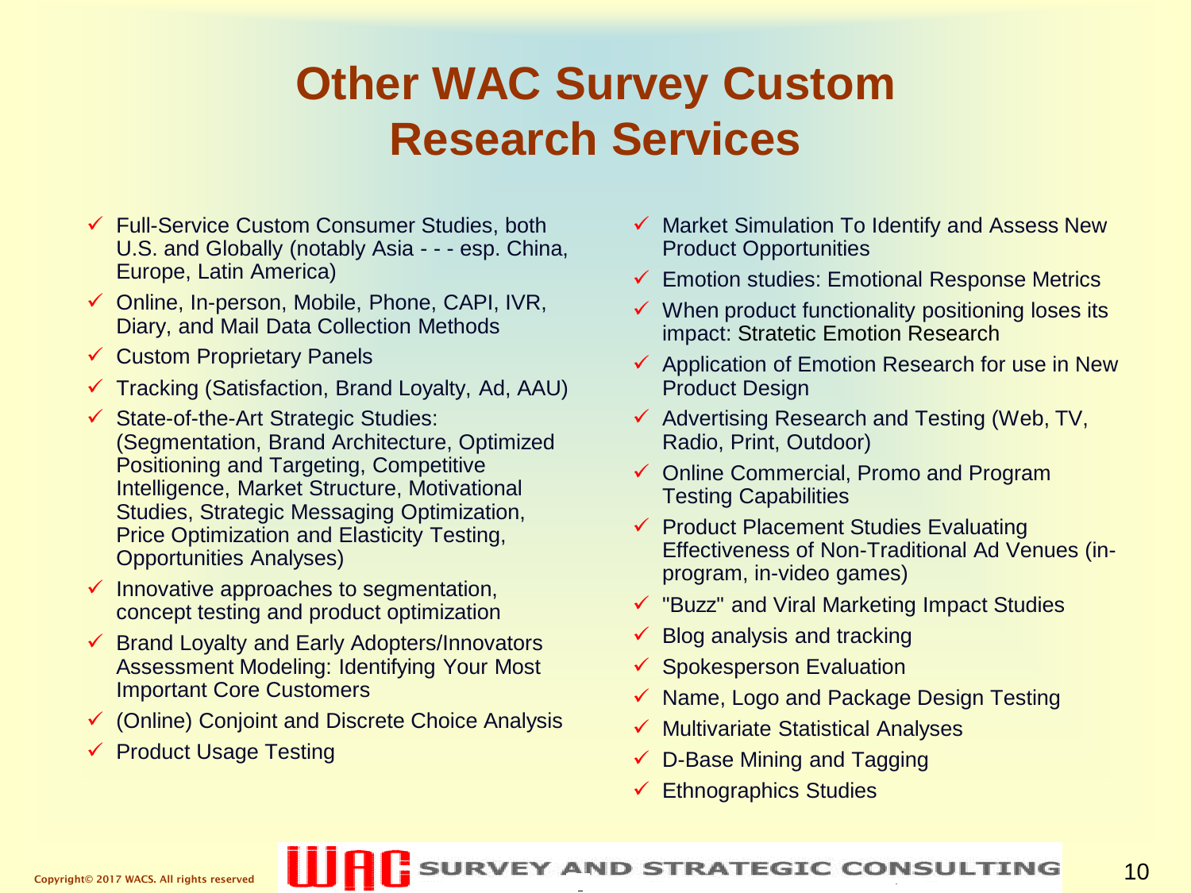# Other WAC Survey Custom Research Services

- Full-Service Custom Consumer Studies, both U.S. and Globally (notably Asia - - - esp. China, Europe, Latin America)
- Online, In-person, Mobile, Phone, CAPI, IVR, Diary, and Mail Data Collection Methods
- Custom Proprietary Panels
- Tracking (Satisfaction, Brand Loyalty, Ad, AAU)
- State-of-the-Art Strategic Studies: (Segmentation, Brand Architecture, Optimized Positioning and Targeting, Competitive Intelligence, Market Structure, Motivational Studies, Strategic Messaging Optimization, Price Optimization and Elasticity Testing, Opportunities Analyses)
- Innovative approaches to segmentation, concept testing and product optimization
- Brand Loyalty and Early Adopters/Innovators Assessment Modeling: Identifying Your Most Important Core Customers
- (Online) Conjoint and Discrete Choice Analysis
- Product Usage Testing
- Market Simulation To Identify and Assess New Product Opportunities
- Emotion studies: Emotional Response Metrics
- When product functionality positioning loses its impact: Stratetic Emotion Research
- Application of Emotion Research for use in New Product Design
- Advertising Research and Testing (Web, TV, Radio, Print, Outdoor)
- Online Commercial, Promo and Program Testing Capabilities
- Product Placement Studies Evaluating Effectiveness of Non-Traditional Ad Venues (in-program, in-video games)
- "Buzz" and Viral Marketing Impact Studies
- Blog analysis and tracking
- Spokesperson Evaluation
- Name, Logo and Package Design Testing
- Multivariate Statistical Analyses
- D-Base Mining and Tagging
- Ethnographics Studies

Copyright© 2017 WACS. All rights reserved

WAC SURVEY AND STRATEGIC CONSULTING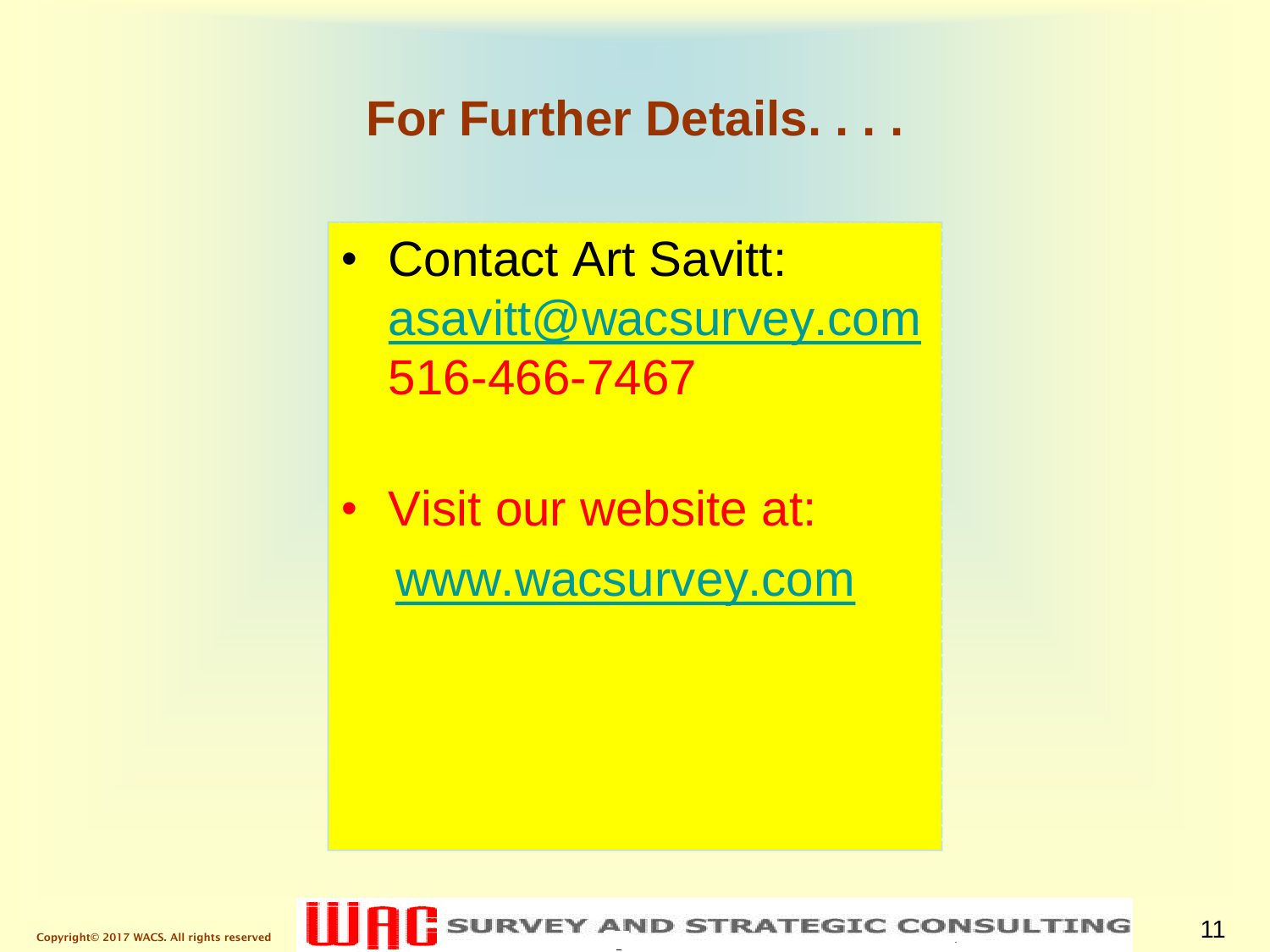# For Further Details. . . .

- Contact Art Savitt:
  asavitt@wacsurvey.com
  516-466-7467

- Visit our website at:
  www.wacsurvey.com